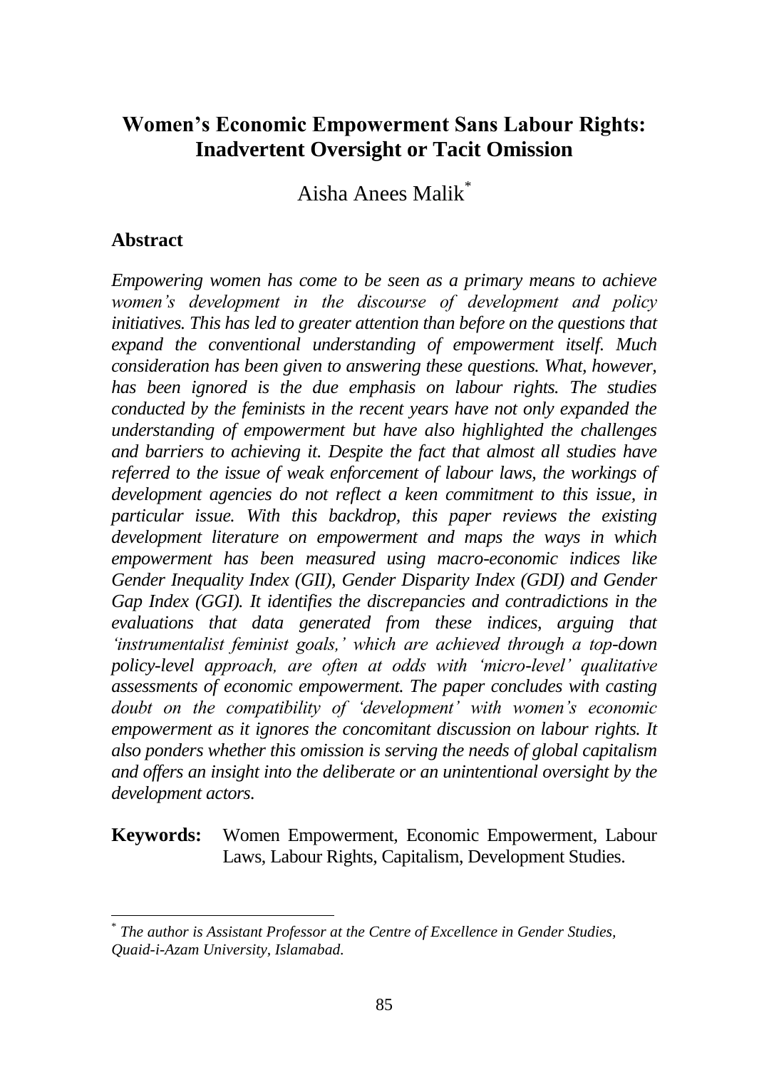# Women's Economic Empowerment Sans Labour Rights: Inadvertent Oversight or Tacit Omission

Aisha Anees Malik[*]

## Abstract

*Empowering women has come to be seen as a primary means to achieve women's development in the discourse of development and policy initiatives. This has led to greater attention than before on the questions that expand the conventional understanding of empowerment itself. Much consideration has been given to answering these questions. What, however, has been ignored is the due emphasis on labour rights. The studies conducted by the feminists in the recent years have not only expanded the understanding of empowerment but have also highlighted the challenges and barriers to achieving it. Despite the fact that almost all studies have referred to the issue of weak enforcement of labour laws, the workings of development agencies do not reflect a keen commitment to this issue, in particular issue. With this backdrop, this paper reviews the existing development literature on empowerment and maps the ways in which empowerment has been measured using macro-economic indices like Gender Inequality Index (GII), Gender Disparity Index (GDI) and Gender Gap Index (GGI). It identifies the discrepancies and contradictions in the evaluations that data generated from these indices, arguing that 'instrumentalist feminist goals,' which are achieved through a top-down policy-level approach, are often at odds with 'micro-level' qualitative assessments of economic empowerment. The paper concludes with casting doubt on the compatibility of 'development' with women's economic empowerment as it ignores the concomitant discussion on labour rights. It also ponders whether this omission is serving the needs of global capitalism and offers an insight into the deliberate or an unintentional oversight by the development actors.*

**Keywords:** Women Empowerment, Economic Empowerment, Labour Laws, Labour Rights, Capitalism, Development Studies.

[*] *The author is Assistant Professor at the Centre of Excellence in Gender Studies, Quaid-i-Azam University, Islamabad.*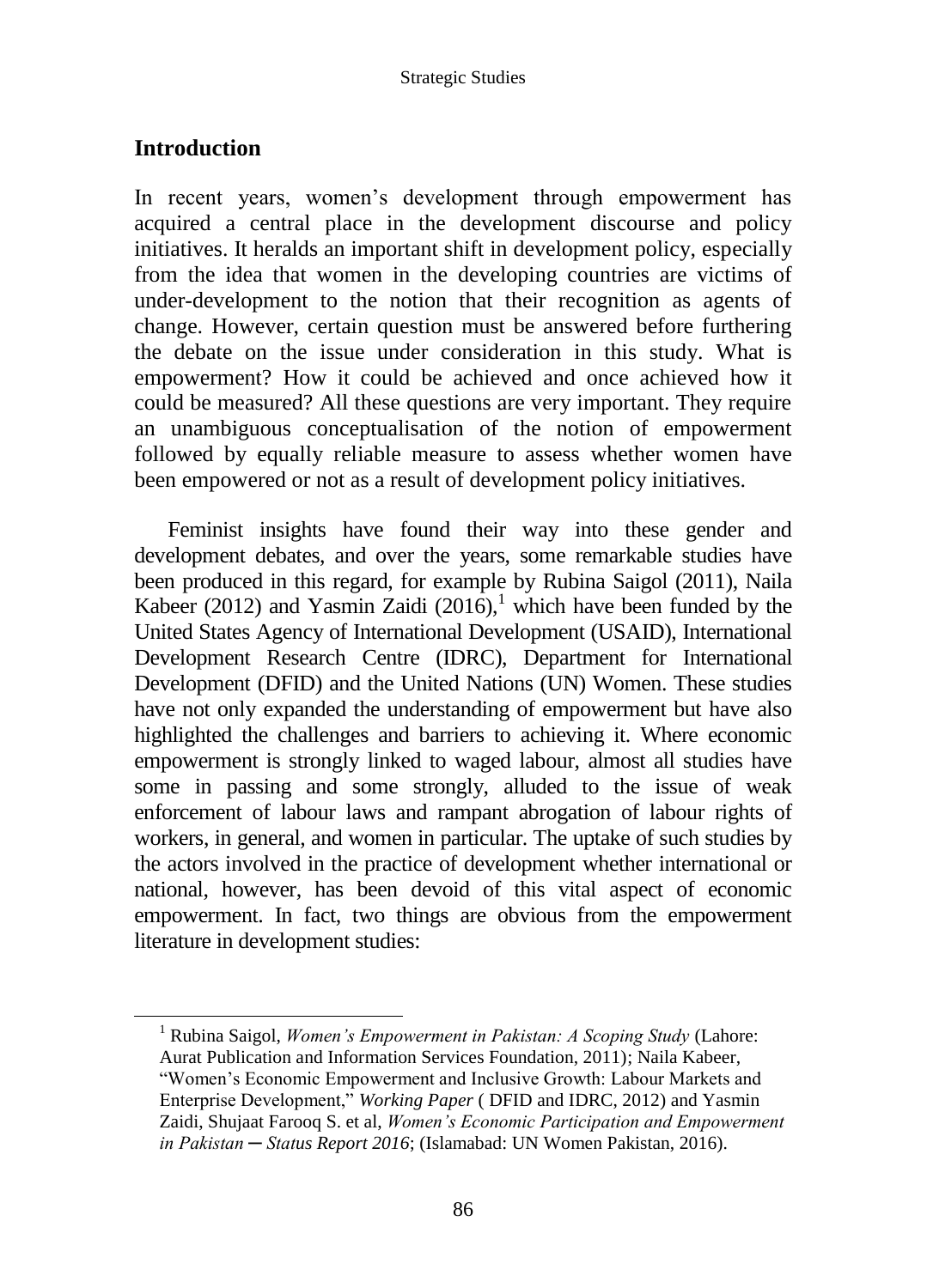## Introduction

In recent years, women's development through empowerment has acquired a central place in the development discourse and policy initiatives. It heralds an important shift in development policy, especially from the idea that women in the developing countries are victims of under-development to the notion that their recognition as agents of change. However, certain question must be answered before furthering the debate on the issue under consideration in this study. What is empowerment? How it could be achieved and once achieved how it could be measured? All these questions are very important. They require an unambiguous conceptualisation of the notion of empowerment followed by equally reliable measure to assess whether women have been empowered or not as a result of development policy initiatives.

Feminist insights have found their way into these gender and development debates, and over the years, some remarkable studies have been produced in this regard, for example by Rubina Saigol (2011), Naila Kabeer (2012) and Yasmin Zaidi (2016),[1] which have been funded by the United States Agency of International Development (USAID), International Development Research Centre (IDRC), Department for International Development (DFID) and the United Nations (UN) Women. These studies have not only expanded the understanding of empowerment but have also highlighted the challenges and barriers to achieving it. Where economic empowerment is strongly linked to waged labour, almost all studies have some in passing and some strongly, alluded to the issue of weak enforcement of labour laws and rampant abrogation of labour rights of workers, in general, and women in particular. The uptake of such studies by the actors involved in the practice of development whether international or national, however, has been devoid of this vital aspect of economic empowerment. In fact, two things are obvious from the empowerment literature in development studies:

[1] Rubina Saigol, *Women's Empowerment in Pakistan: A Scoping Study* (Lahore: Aurat Publication and Information Services Foundation, 2011); Naila Kabeer, "Women's Economic Empowerment and Inclusive Growth: Labour Markets and Enterprise Development," *Working Paper* ( DFID and IDRC, 2012) and Yasmin Zaidi, Shujaat Farooq S. et al, *Women's Economic Participation and Empowerment in Pakistan ─ Status Report 2016*; (Islamabad: UN Women Pakistan, 2016).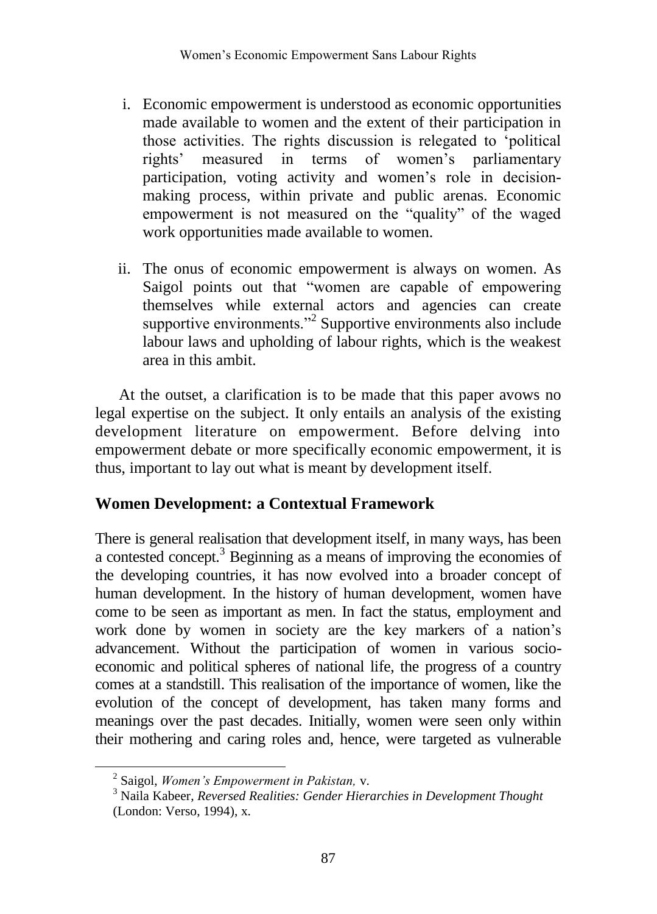i. Economic empowerment is understood as economic opportunities made available to women and the extent of their participation in those activities. The rights discussion is relegated to 'political rights' measured in terms of women's parliamentary participation, voting activity and women's role in decision-making process, within private and public arenas. Economic empowerment is not measured on the "quality" of the waged work opportunities made available to women.

ii. The onus of economic empowerment is always on women. As Saigol points out that "women are capable of empowering themselves while external actors and agencies can create supportive environments."[2] Supportive environments also include labour laws and upholding of labour rights, which is the weakest area in this ambit.

At the outset, a clarification is to be made that this paper avows no legal expertise on the subject. It only entails an analysis of the existing development literature on empowerment. Before delving into empowerment debate or more specifically economic empowerment, it is thus, important to lay out what is meant by development itself.

## Women Development: a Contextual Framework

There is general realisation that development itself, in many ways, has been a contested concept.[3] Beginning as a means of improving the economies of the developing countries, it has now evolved into a broader concept of human development. In the history of human development, women have come to be seen as important as men. In fact the status, employment and work done by women in society are the key markers of a nation's advancement. Without the participation of women in various socio-economic and political spheres of national life, the progress of a country comes at a standstill. This realisation of the importance of women, like the evolution of the concept of development, has taken many forms and meanings over the past decades. Initially, women were seen only within their mothering and caring roles and, hence, were targeted as vulnerable

---

[2] Saigol, *Women's Empowerment in Pakistan,* v.

[3] Naila Kabeer, *Reversed Realities: Gender Hierarchies in Development Thought* (London: Verso, 1994), x.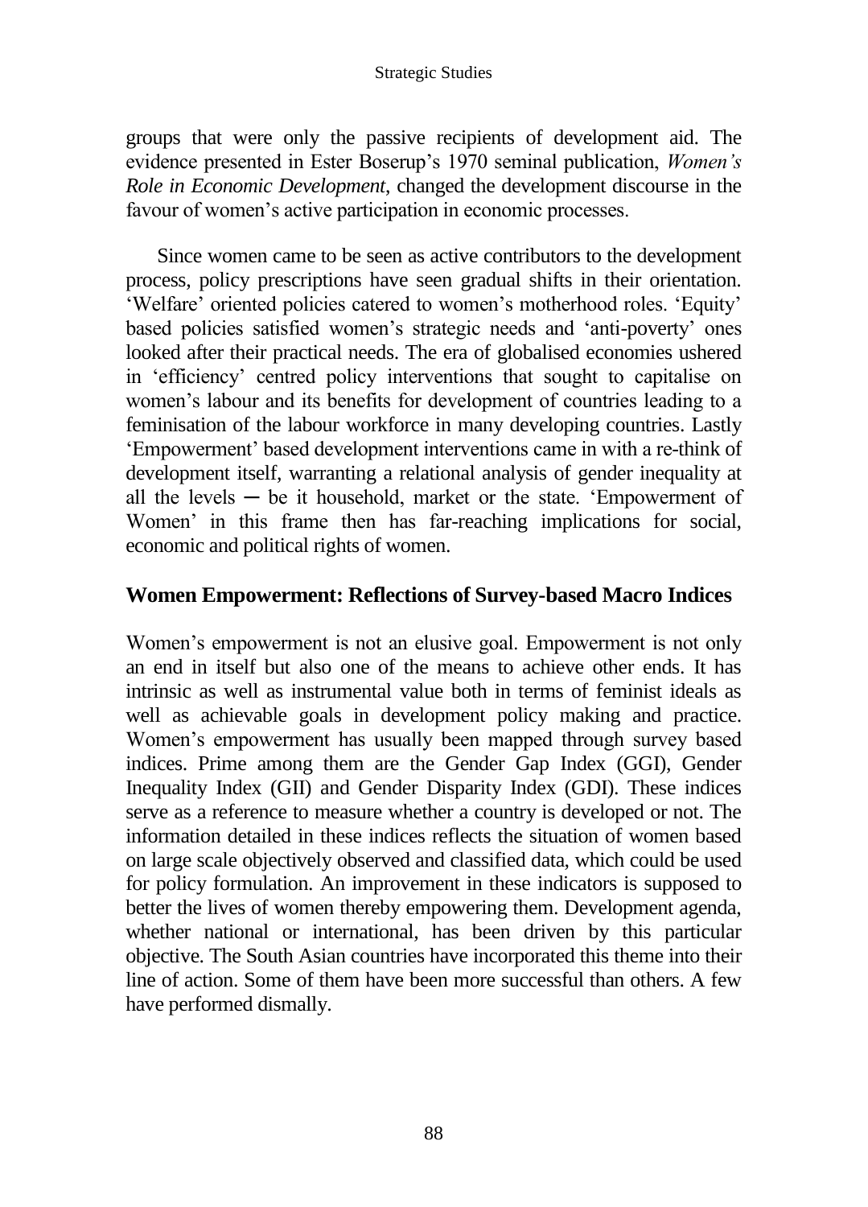groups that were only the passive recipients of development aid. The evidence presented in Ester Boserup's 1970 seminal publication, *Women's Role in Economic Development*, changed the development discourse in the favour of women's active participation in economic processes.

Since women came to be seen as active contributors to the development process, policy prescriptions have seen gradual shifts in their orientation. 'Welfare' oriented policies catered to women's motherhood roles. 'Equity' based policies satisfied women's strategic needs and 'anti-poverty' ones looked after their practical needs. The era of globalised economies ushered in 'efficiency' centred policy interventions that sought to capitalise on women's labour and its benefits for development of countries leading to a feminisation of the labour workforce in many developing countries. Lastly 'Empowerment' based development interventions came in with a re-think of development itself, warranting a relational analysis of gender inequality at all the levels ─ be it household, market or the state. 'Empowerment of Women' in this frame then has far-reaching implications for social, economic and political rights of women.

## Women Empowerment: Reflections of Survey-based Macro Indices

Women's empowerment is not an elusive goal. Empowerment is not only an end in itself but also one of the means to achieve other ends. It has intrinsic as well as instrumental value both in terms of feminist ideals as well as achievable goals in development policy making and practice. Women's empowerment has usually been mapped through survey based indices. Prime among them are the Gender Gap Index (GGI), Gender Inequality Index (GII) and Gender Disparity Index (GDI). These indices serve as a reference to measure whether a country is developed or not. The information detailed in these indices reflects the situation of women based on large scale objectively observed and classified data, which could be used for policy formulation. An improvement in these indicators is supposed to better the lives of women thereby empowering them. Development agenda, whether national or international, has been driven by this particular objective. The South Asian countries have incorporated this theme into their line of action. Some of them have been more successful than others. A few have performed dismally.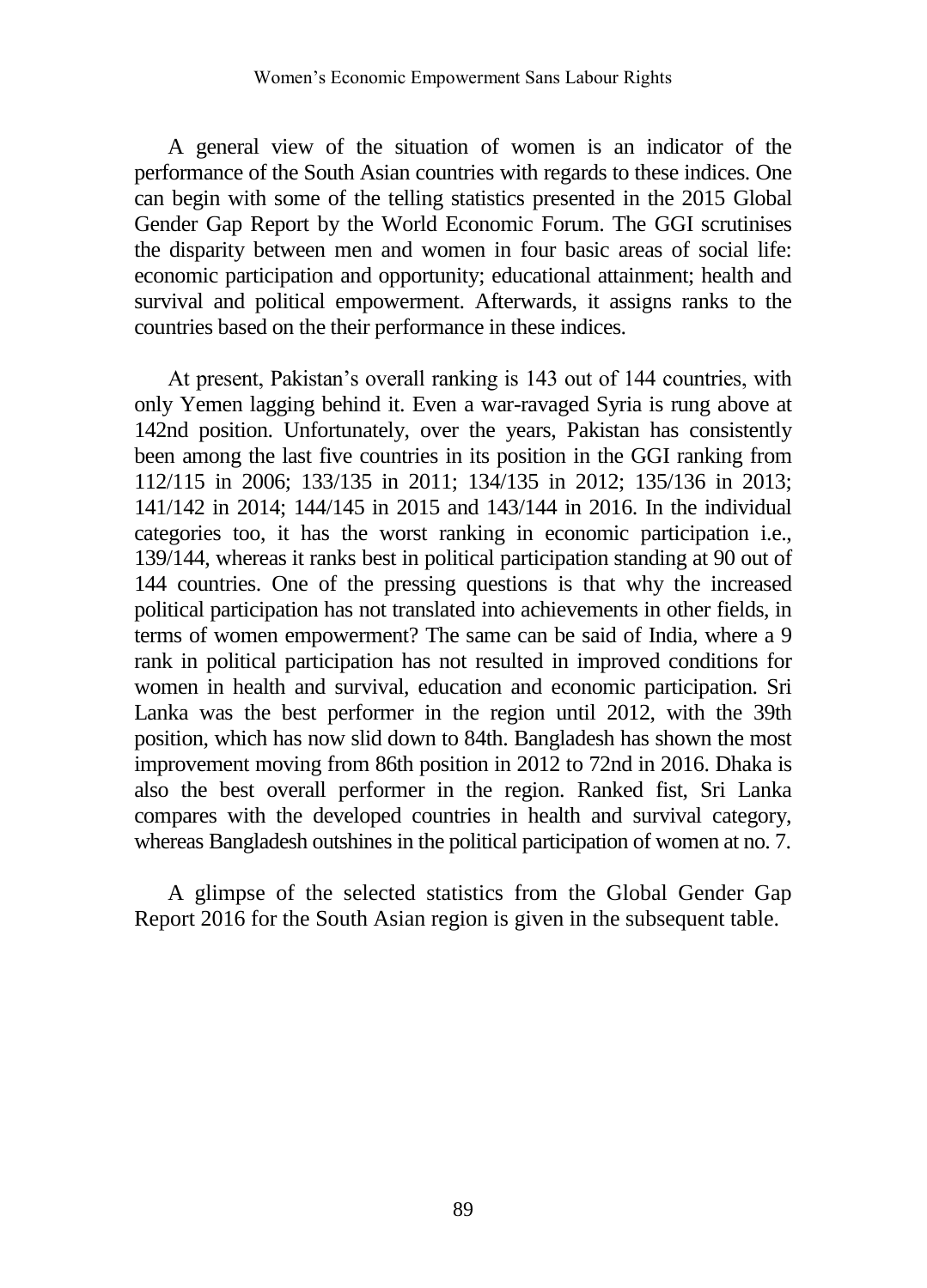A general view of the situation of women is an indicator of the performance of the South Asian countries with regards to these indices. One can begin with some of the telling statistics presented in the 2015 Global Gender Gap Report by the World Economic Forum. The GGI scrutinises the disparity between men and women in four basic areas of social life: economic participation and opportunity; educational attainment; health and survival and political empowerment. Afterwards, it assigns ranks to the countries based on the their performance in these indices.

At present, Pakistan's overall ranking is 143 out of 144 countries, with only Yemen lagging behind it. Even a war-ravaged Syria is rung above at 142nd position. Unfortunately, over the years, Pakistan has consistently been among the last five countries in its position in the GGI ranking from 112/115 in 2006; 133/135 in 2011; 134/135 in 2012; 135/136 in 2013; 141/142 in 2014; 144/145 in 2015 and 143/144 in 2016. In the individual categories too, it has the worst ranking in economic participation i.e., 139/144, whereas it ranks best in political participation standing at 90 out of 144 countries. One of the pressing questions is that why the increased political participation has not translated into achievements in other fields, in terms of women empowerment? The same can be said of India, where a 9 rank in political participation has not resulted in improved conditions for women in health and survival, education and economic participation. Sri Lanka was the best performer in the region until 2012, with the 39th position, which has now slid down to 84th. Bangladesh has shown the most improvement moving from 86th position in 2012 to 72nd in 2016. Dhaka is also the best overall performer in the region. Ranked fist, Sri Lanka compares with the developed countries in health and survival category, whereas Bangladesh outshines in the political participation of women at no. 7.

A glimpse of the selected statistics from the Global Gender Gap Report 2016 for the South Asian region is given in the subsequent table.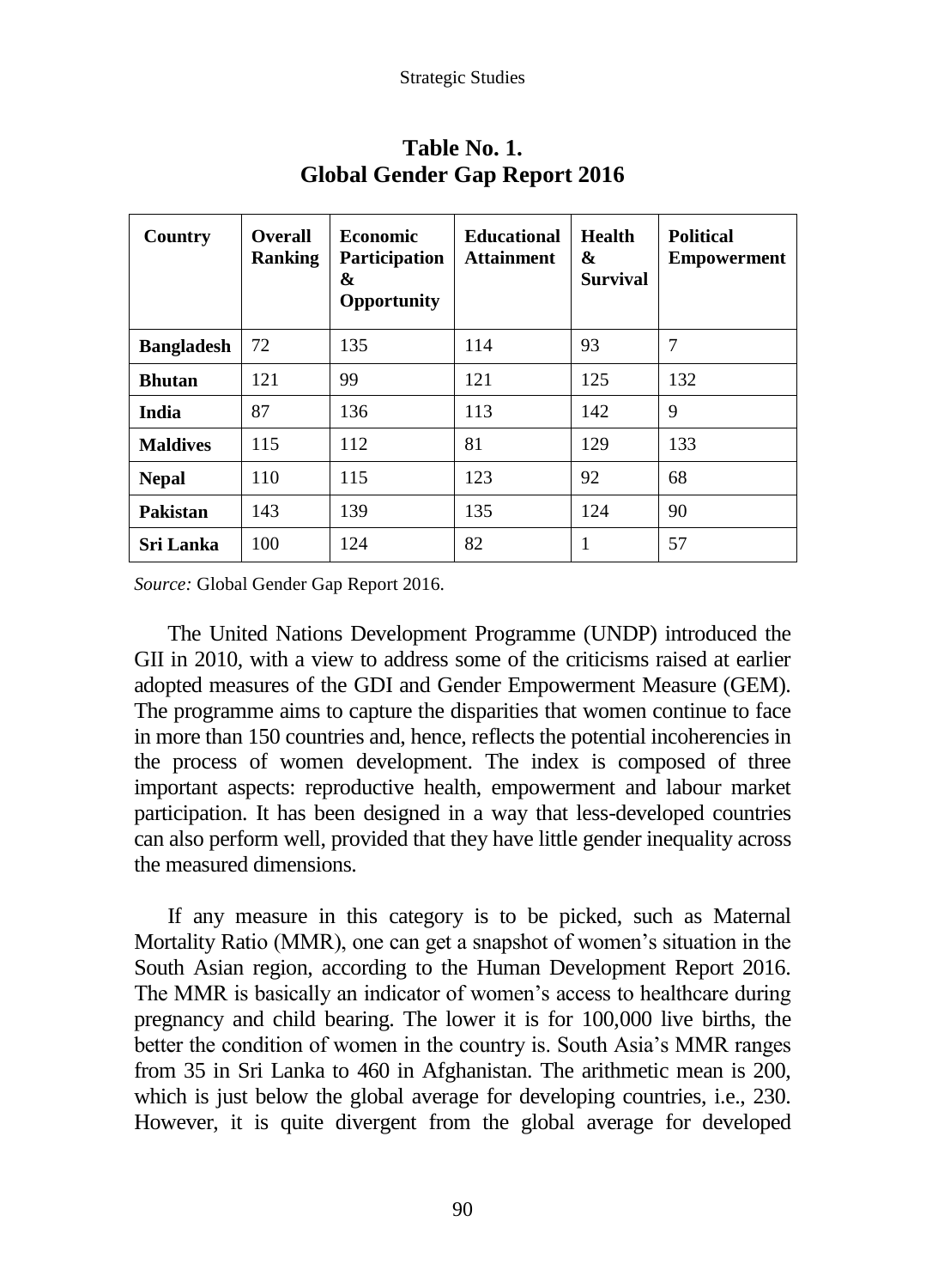**Table No. 1.**
**Global Gender Gap Report 2016**

| Country | Overall Ranking | Economic Participation & Opportunity | Educational Attainment | Health & Survival | Political Empowerment |
|---|---|---|---|---|---|
| **Bangladesh** | 72 | 135 | 114 | 93 | 7 |
| **Bhutan** | 121 | 99 | 121 | 125 | 132 |
| **India** | 87 | 136 | 113 | 142 | 9 |
| **Maldives** | 115 | 112 | 81 | 129 | 133 |
| **Nepal** | 110 | 115 | 123 | 92 | 68 |
| **Pakistan** | 143 | 139 | 135 | 124 | 90 |
| **Sri Lanka** | 100 | 124 | 82 | 1 | 57 |

*Source:* Global Gender Gap Report 2016.

The United Nations Development Programme (UNDP) introduced the GII in 2010, with a view to address some of the criticisms raised at earlier adopted measures of the GDI and Gender Empowerment Measure (GEM). The programme aims to capture the disparities that women continue to face in more than 150 countries and, hence, reflects the potential incoherencies in the process of women development. The index is composed of three important aspects: reproductive health, empowerment and labour market participation. It has been designed in a way that less-developed countries can also perform well, provided that they have little gender inequality across the measured dimensions.

If any measure in this category is to be picked, such as Maternal Mortality Ratio (MMR), one can get a snapshot of women's situation in the South Asian region, according to the Human Development Report 2016. The MMR is basically an indicator of women's access to healthcare during pregnancy and child bearing. The lower it is for 100,000 live births, the better the condition of women in the country is. South Asia's MMR ranges from 35 in Sri Lanka to 460 in Afghanistan. The arithmetic mean is 200, which is just below the global average for developing countries, i.e., 230. However, it is quite divergent from the global average for developed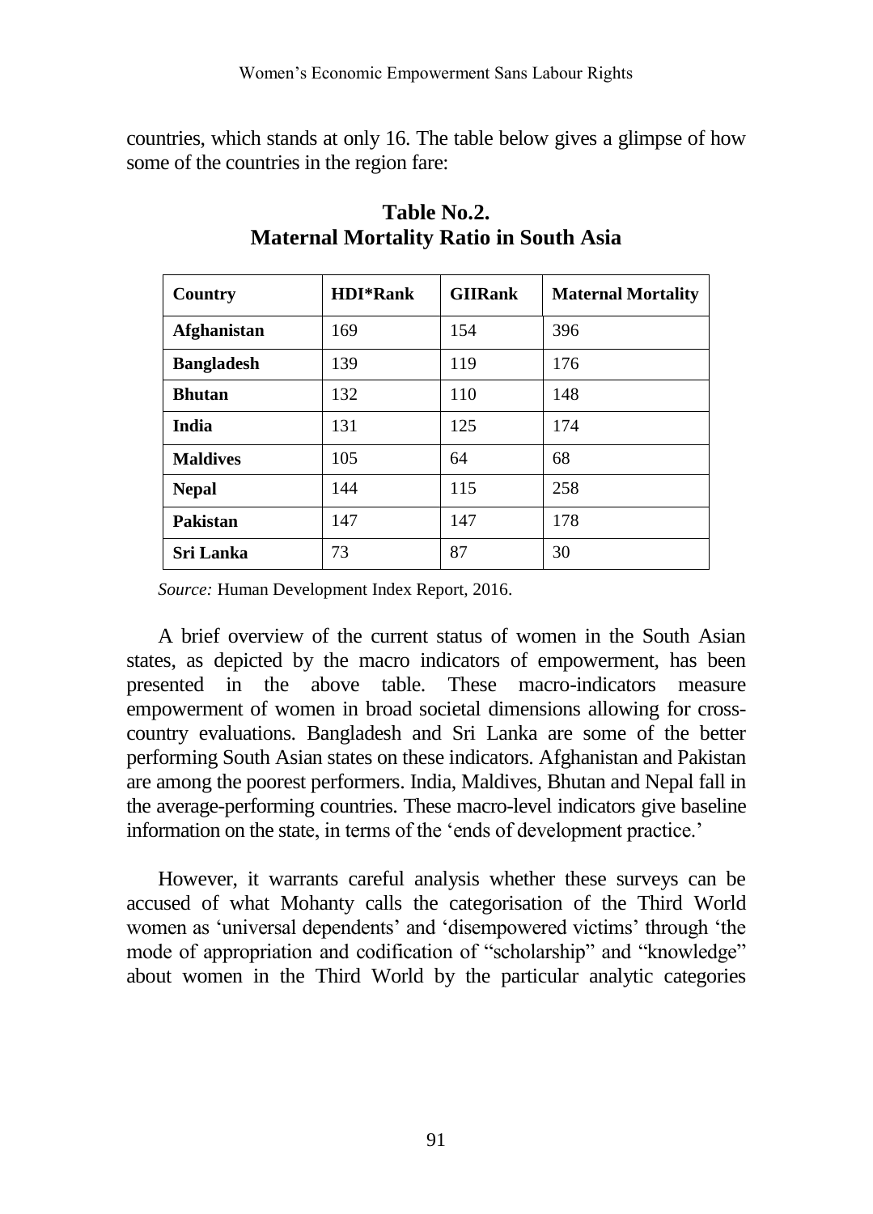countries, which stands at only 16. The table below gives a glimpse of how some of the countries in the region fare:

**Table No.2.**
**Maternal Mortality Ratio in South Asia**

| Country | HDI*Rank | GIIRank | Maternal Mortality |
|---|---|---|---|
| **Afghanistan** | 169 | 154 | 396 |
| **Bangladesh** | 139 | 119 | 176 |
| **Bhutan** | 132 | 110 | 148 |
| **India** | 131 | 125 | 174 |
| **Maldives** | 105 | 64 | 68 |
| **Nepal** | 144 | 115 | 258 |
| **Pakistan** | 147 | 147 | 178 |
| **Sri Lanka** | 73 | 87 | 30 |

*Source:* Human Development Index Report, 2016.

A brief overview of the current status of women in the South Asian states, as depicted by the macro indicators of empowerment, has been presented in the above table. These macro-indicators measure empowerment of women in broad societal dimensions allowing for cross-country evaluations. Bangladesh and Sri Lanka are some of the better performing South Asian states on these indicators. Afghanistan and Pakistan are among the poorest performers. India, Maldives, Bhutan and Nepal fall in the average-performing countries. These macro-level indicators give baseline information on the state, in terms of the 'ends of development practice.'

However, it warrants careful analysis whether these surveys can be accused of what Mohanty calls the categorisation of the Third World women as 'universal dependents' and 'disempowered victims' through 'the mode of appropriation and codification of "scholarship" and "knowledge" about women in the Third World by the particular analytic categories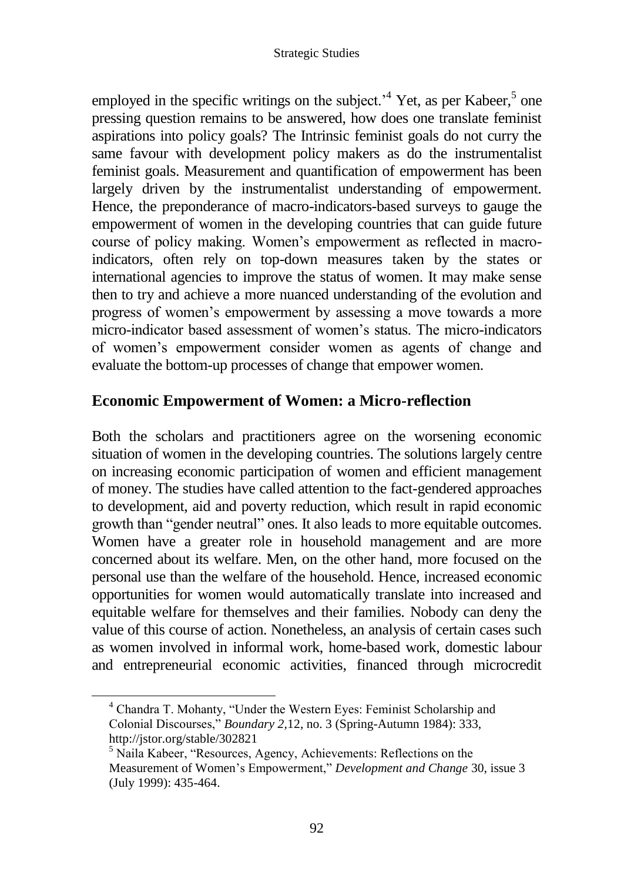employed in the specific writings on the subject.'[4] Yet, as per Kabeer,[5] one pressing question remains to be answered, how does one translate feminist aspirations into policy goals? The Intrinsic feminist goals do not curry the same favour with development policy makers as do the instrumentalist feminist goals. Measurement and quantification of empowerment has been largely driven by the instrumentalist understanding of empowerment. Hence, the preponderance of macro-indicators-based surveys to gauge the empowerment of women in the developing countries that can guide future course of policy making. Women's empowerment as reflected in macro-indicators, often rely on top-down measures taken by the states or international agencies to improve the status of women. It may make sense then to try and achieve a more nuanced understanding of the evolution and progress of women's empowerment by assessing a move towards a more micro-indicator based assessment of women's status. The micro-indicators of women's empowerment consider women as agents of change and evaluate the bottom-up processes of change that empower women.

## Economic Empowerment of Women: a Micro-reflection

Both the scholars and practitioners agree on the worsening economic situation of women in the developing countries. The solutions largely centre on increasing economic participation of women and efficient management of money. The studies have called attention to the fact-gendered approaches to development, aid and poverty reduction, which result in rapid economic growth than "gender neutral" ones. It also leads to more equitable outcomes. Women have a greater role in household management and are more concerned about its welfare. Men, on the other hand, more focused on the personal use than the welfare of the household. Hence, increased economic opportunities for women would automatically translate into increased and equitable welfare for themselves and their families. Nobody can deny the value of this course of action. Nonetheless, an analysis of certain cases such as women involved in informal work, home-based work, domestic labour and entrepreneurial economic activities, financed through microcredit

---

[4] Chandra T. Mohanty, "Under the Western Eyes: Feminist Scholarship and Colonial Discourses," *Boundary 2*,12, no. 3 (Spring-Autumn 1984): 333, http://jstor.org/stable/302821

[5] Naila Kabeer, "Resources, Agency, Achievements: Reflections on the Measurement of Women's Empowerment," *Development and Change* 30, issue 3 (July 1999): 435-464.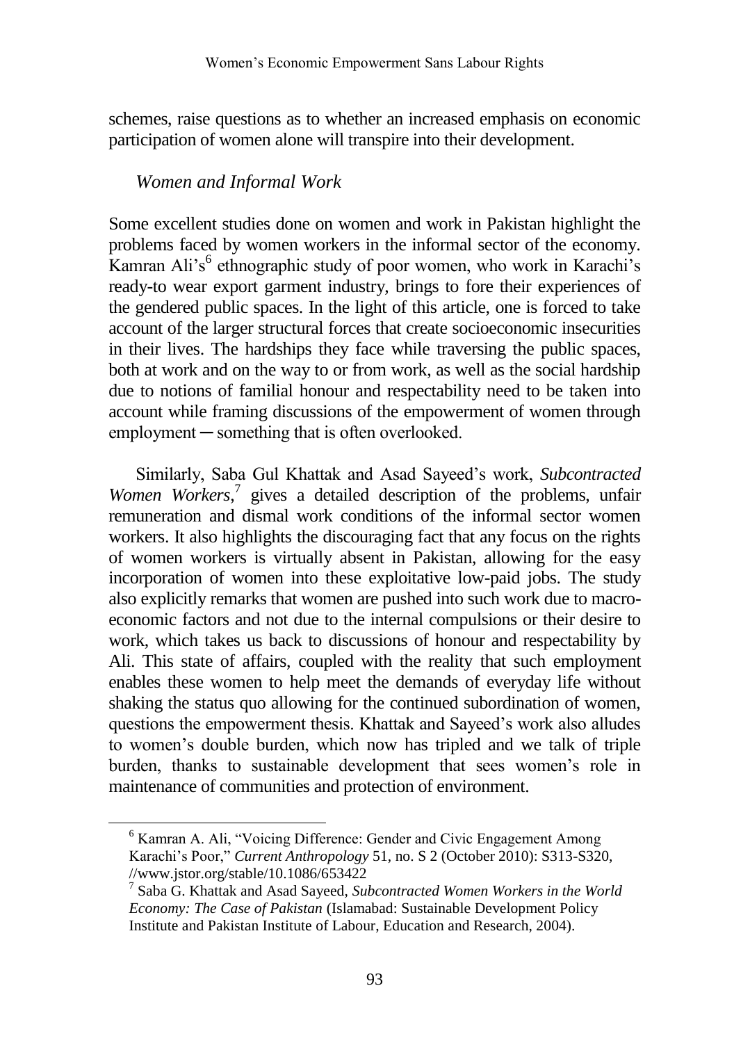schemes, raise questions as to whether an increased emphasis on economic participation of women alone will transpire into their development.

### *Women and Informal Work*

Some excellent studies done on women and work in Pakistan highlight the problems faced by women workers in the informal sector of the economy. Kamran Ali's[6] ethnographic study of poor women, who work in Karachi's ready-to wear export garment industry, brings to fore their experiences of the gendered public spaces. In the light of this article, one is forced to take account of the larger structural forces that create socioeconomic insecurities in their lives. The hardships they face while traversing the public spaces, both at work and on the way to or from work, as well as the social hardship due to notions of familial honour and respectability need to be taken into account while framing discussions of the empowerment of women through employment ─ something that is often overlooked.

Similarly, Saba Gul Khattak and Asad Sayeed's work, *Subcontracted Women Workers*,[7] gives a detailed description of the problems, unfair remuneration and dismal work conditions of the informal sector women workers. It also highlights the discouraging fact that any focus on the rights of women workers is virtually absent in Pakistan, allowing for the easy incorporation of women into these exploitative low-paid jobs. The study also explicitly remarks that women are pushed into such work due to macro-economic factors and not due to the internal compulsions or their desire to work, which takes us back to discussions of honour and respectability by Ali. This state of affairs, coupled with the reality that such employment enables these women to help meet the demands of everyday life without shaking the status quo allowing for the continued subordination of women, questions the empowerment thesis. Khattak and Sayeed's work also alludes to women's double burden, which now has tripled and we talk of triple burden, thanks to sustainable development that sees women's role in maintenance of communities and protection of environment.

---

[6] Kamran A. Ali, "Voicing Difference: Gender and Civic Engagement Among Karachi's Poor," *Current Anthropology* 51, no. S 2 (October 2010): S313-S320, //www.jstor.org/stable/10.1086/653422

[7] Saba G. Khattak and Asad Sayeed, *Subcontracted Women Workers in the World Economy: The Case of Pakistan* (Islamabad: Sustainable Development Policy Institute and Pakistan Institute of Labour, Education and Research, 2004).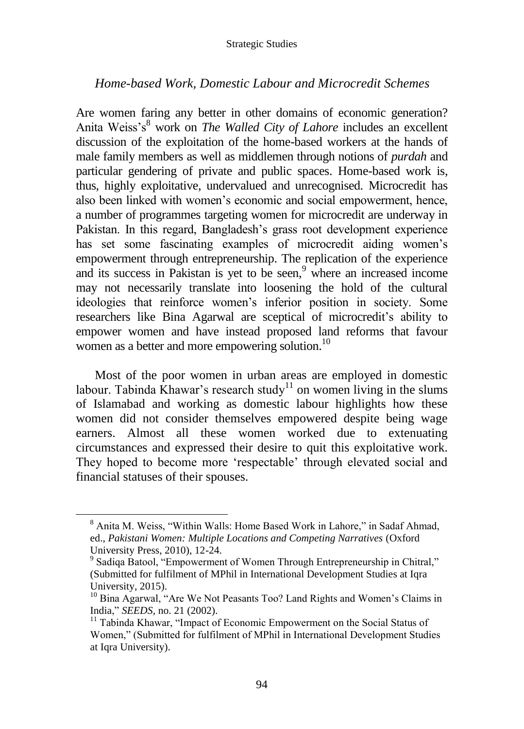### *Home-based Work, Domestic Labour and Microcredit Schemes*

Are women faring any better in other domains of economic generation? Anita Weiss's[8] work on *The Walled City of Lahore* includes an excellent discussion of the exploitation of the home-based workers at the hands of male family members as well as middlemen through notions of *purdah* and particular gendering of private and public spaces. Home-based work is, thus, highly exploitative, undervalued and unrecognised. Microcredit has also been linked with women's economic and social empowerment, hence, a number of programmes targeting women for microcredit are underway in Pakistan. In this regard, Bangladesh's grass root development experience has set some fascinating examples of microcredit aiding women's empowerment through entrepreneurship. The replication of the experience and its success in Pakistan is yet to be seen,[9] where an increased income may not necessarily translate into loosening the hold of the cultural ideologies that reinforce women's inferior position in society. Some researchers like Bina Agarwal are sceptical of microcredit's ability to empower women and have instead proposed land reforms that favour women as a better and more empowering solution.[10]

Most of the poor women in urban areas are employed in domestic labour. Tabinda Khawar's research study[11] on women living in the slums of Islamabad and working as domestic labour highlights how these women did not consider themselves empowered despite being wage earners. Almost all these women worked due to extenuating circumstances and expressed their desire to quit this exploitative work. They hoped to become more 'respectable' through elevated social and financial statuses of their spouses.

---

[8] Anita M. Weiss, "Within Walls: Home Based Work in Lahore," in Sadaf Ahmad, ed., *Pakistani Women: Multiple Locations and Competing Narratives* (Oxford University Press, 2010), 12-24.

[9] Sadiqa Batool, "Empowerment of Women Through Entrepreneurship in Chitral," (Submitted for fulfilment of MPhil in International Development Studies at Iqra University, 2015).

[10] Bina Agarwal, "Are We Not Peasants Too? Land Rights and Women's Claims in India," *SEEDS*, no. 21 (2002).

[11] Tabinda Khawar, "Impact of Economic Empowerment on the Social Status of Women," (Submitted for fulfilment of MPhil in International Development Studies at Iqra University).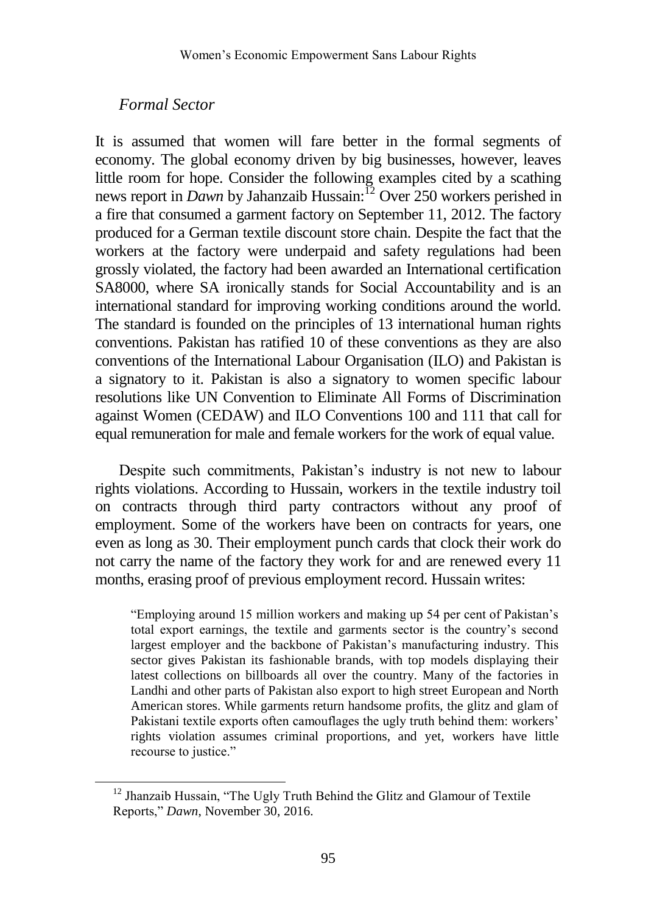*Formal Sector*

It is assumed that women will fare better in the formal segments of economy. The global economy driven by big businesses, however, leaves little room for hope. Consider the following examples cited by a scathing news report in *Dawn* by Jahanzaib Hussain:[12] Over 250 workers perished in a fire that consumed a garment factory on September 11, 2012. The factory produced for a German textile discount store chain. Despite the fact that the workers at the factory were underpaid and safety regulations had been grossly violated, the factory had been awarded an International certification SA8000, where SA ironically stands for Social Accountability and is an international standard for improving working conditions around the world. The standard is founded on the principles of 13 international human rights conventions. Pakistan has ratified 10 of these conventions as they are also conventions of the International Labour Organisation (ILO) and Pakistan is a signatory to it. Pakistan is also a signatory to women specific labour resolutions like UN Convention to Eliminate All Forms of Discrimination against Women (CEDAW) and ILO Conventions 100 and 111 that call for equal remuneration for male and female workers for the work of equal value.

Despite such commitments, Pakistan's industry is not new to labour rights violations. According to Hussain, workers in the textile industry toil on contracts through third party contractors without any proof of employment. Some of the workers have been on contracts for years, one even as long as 30. Their employment punch cards that clock their work do not carry the name of the factory they work for and are renewed every 11 months, erasing proof of previous employment record. Hussain writes:

> "Employing around 15 million workers and making up 54 per cent of Pakistan's total export earnings, the textile and garments sector is the country's second largest employer and the backbone of Pakistan's manufacturing industry. This sector gives Pakistan its fashionable brands, with top models displaying their latest collections on billboards all over the country. Many of the factories in Landhi and other parts of Pakistan also export to high street European and North American stores. While garments return handsome profits, the glitz and glam of Pakistani textile exports often camouflages the ugly truth behind them: workers' rights violation assumes criminal proportions, and yet, workers have little recourse to justice."

---

[12] Jhanzaib Hussain, "The Ugly Truth Behind the Glitz and Glamour of Textile Reports," *Dawn*, November 30, 2016.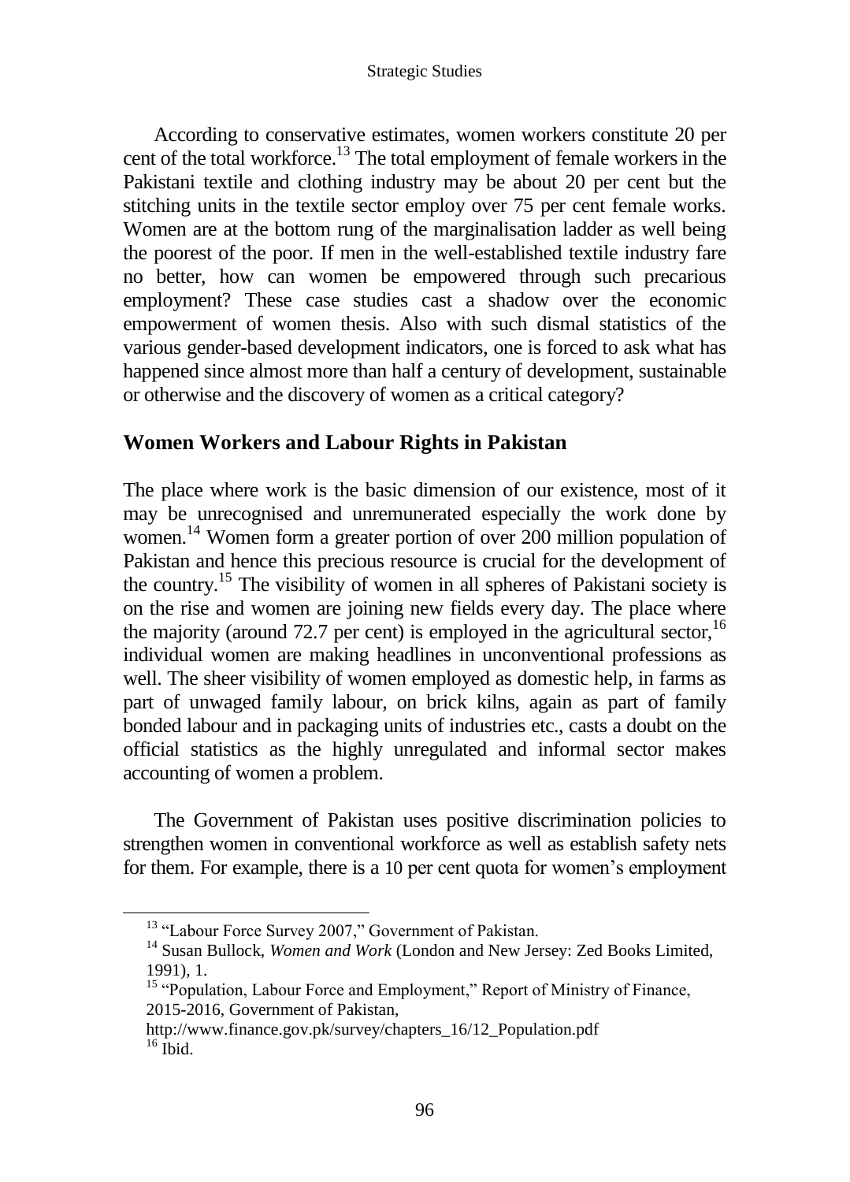According to conservative estimates, women workers constitute 20 per cent of the total workforce.[13] The total employment of female workers in the Pakistani textile and clothing industry may be about 20 per cent but the stitching units in the textile sector employ over 75 per cent female works. Women are at the bottom rung of the marginalisation ladder as well being the poorest of the poor. If men in the well-established textile industry fare no better, how can women be empowered through such precarious employment? These case studies cast a shadow over the economic empowerment of women thesis. Also with such dismal statistics of the various gender-based development indicators, one is forced to ask what has happened since almost more than half a century of development, sustainable or otherwise and the discovery of women as a critical category?

## Women Workers and Labour Rights in Pakistan

The place where work is the basic dimension of our existence, most of it may be unrecognised and unremunerated especially the work done by women.[14] Women form a greater portion of over 200 million population of Pakistan and hence this precious resource is crucial for the development of the country.[15] The visibility of women in all spheres of Pakistani society is on the rise and women are joining new fields every day. The place where the majority (around 72.7 per cent) is employed in the agricultural sector,[16] individual women are making headlines in unconventional professions as well. The sheer visibility of women employed as domestic help, in farms as part of unwaged family labour, on brick kilns, again as part of family bonded labour and in packaging units of industries etc., casts a doubt on the official statistics as the highly unregulated and informal sector makes accounting of women a problem.

The Government of Pakistan uses positive discrimination policies to strengthen women in conventional workforce as well as establish safety nets for them. For example, there is a 10 per cent quota for women's employment

---

[13] "Labour Force Survey 2007," Government of Pakistan.

[14] Susan Bullock, *Women and Work* (London and New Jersey: Zed Books Limited, 1991), 1.

[15] "Population, Labour Force and Employment," Report of Ministry of Finance, 2015-2016, Government of Pakistan, http://www.finance.gov.pk/survey/chapters_16/12_Population.pdf

[16] Ibid.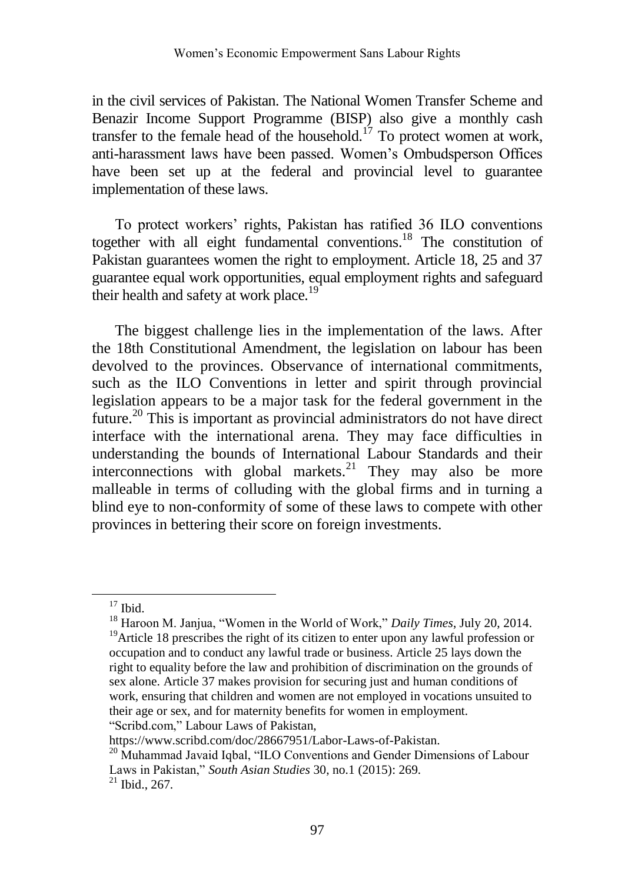in the civil services of Pakistan. The National Women Transfer Scheme and Benazir Income Support Programme (BISP) also give a monthly cash transfer to the female head of the household.[17] To protect women at work, anti-harassment laws have been passed. Women's Ombudsperson Offices have been set up at the federal and provincial level to guarantee implementation of these laws.

To protect workers' rights, Pakistan has ratified 36 ILO conventions together with all eight fundamental conventions.[18] The constitution of Pakistan guarantees women the right to employment. Article 18, 25 and 37 guarantee equal work opportunities, equal employment rights and safeguard their health and safety at work place.[19]

The biggest challenge lies in the implementation of the laws. After the 18th Constitutional Amendment, the legislation on labour has been devolved to the provinces. Observance of international commitments, such as the ILO Conventions in letter and spirit through provincial legislation appears to be a major task for the federal government in the future.[20] This is important as provincial administrators do not have direct interface with the international arena. They may face difficulties in understanding the bounds of International Labour Standards and their interconnections with global markets.[21] They may also be more malleable in terms of colluding with the global firms and in turning a blind eye to non-conformity of some of these laws to compete with other provinces in bettering their score on foreign investments.

---

[17] Ibid.

[18] Haroon M. Janjua, "Women in the World of Work," *Daily Times*, July 20, 2014.

[19] Article 18 prescribes the right of its citizen to enter upon any lawful profession or occupation and to conduct any lawful trade or business. Article 25 lays down the right to equality before the law and prohibition of discrimination on the grounds of sex alone. Article 37 makes provision for securing just and human conditions of work, ensuring that children and women are not employed in vocations unsuited to their age or sex, and for maternity benefits for women in employment. "Scribd.com," Labour Laws of Pakistan, https://www.scribd.com/doc/28667951/Labor-Laws-of-Pakistan.

[20] Muhammad Javaid Iqbal, "ILO Conventions and Gender Dimensions of Labour Laws in Pakistan," *South Asian Studies* 30, no.1 (2015): 269.

[21] Ibid., 267.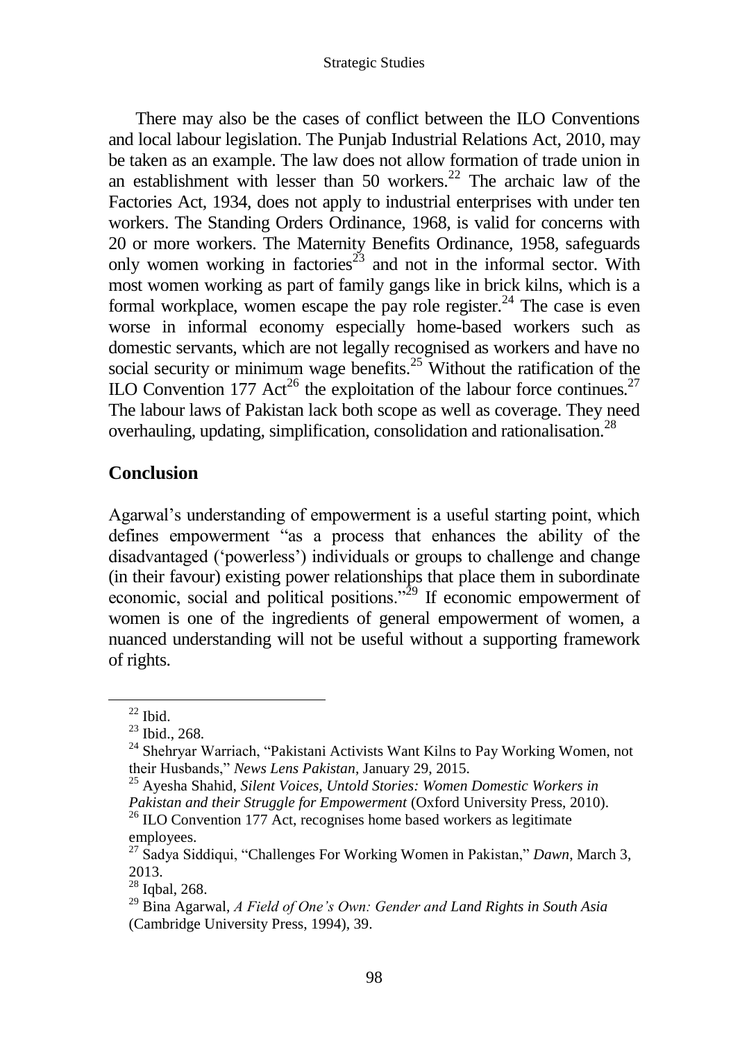There may also be the cases of conflict between the ILO Conventions and local labour legislation. The Punjab Industrial Relations Act, 2010, may be taken as an example. The law does not allow formation of trade union in an establishment with lesser than 50 workers.[22] The archaic law of the Factories Act, 1934, does not apply to industrial enterprises with under ten workers. The Standing Orders Ordinance, 1968, is valid for concerns with 20 or more workers. The Maternity Benefits Ordinance, 1958, safeguards only women working in factories[23] and not in the informal sector. With most women working as part of family gangs like in brick kilns, which is a formal workplace, women escape the pay role register.[24] The case is even worse in informal economy especially home-based workers such as domestic servants, which are not legally recognised as workers and have no social security or minimum wage benefits.[25] Without the ratification of the ILO Convention 177 Act[26] the exploitation of the labour force continues.[27] The labour laws of Pakistan lack both scope as well as coverage. They need overhauling, updating, simplification, consolidation and rationalisation.[28]

## Conclusion

Agarwal's understanding of empowerment is a useful starting point, which defines empowerment "as a process that enhances the ability of the disadvantaged ('powerless') individuals or groups to challenge and change (in their favour) existing power relationships that place them in subordinate economic, social and political positions."[29] If economic empowerment of women is one of the ingredients of general empowerment of women, a nuanced understanding will not be useful without a supporting framework of rights.

---

[22] Ibid.

[23] Ibid., 268.

[24] Shehryar Warriach, "Pakistani Activists Want Kilns to Pay Working Women, not their Husbands," *News Lens Pakistan*, January 29, 2015.

[25] Ayesha Shahid, *Silent Voices, Untold Stories: Women Domestic Workers in Pakistan and their Struggle for Empowerment* (Oxford University Press, 2010).

[26] ILO Convention 177 Act, recognises home based workers as legitimate employees.

[27] Sadya Siddiqui, "Challenges For Working Women in Pakistan," *Dawn*, March 3, 2013.

[28] Iqbal, 268.

[29] Bina Agarwal, *A Field of One's Own: Gender and Land Rights in South Asia* (Cambridge University Press, 1994), 39.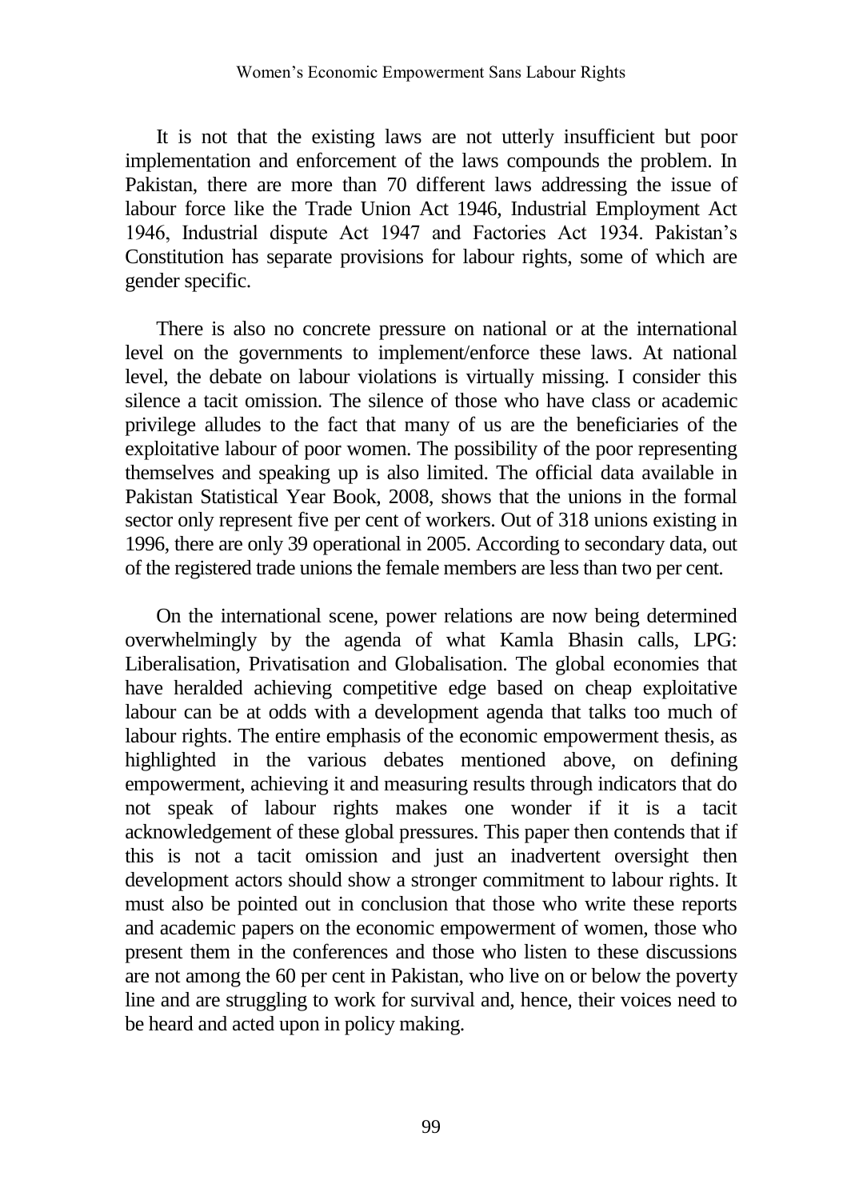It is not that the existing laws are not utterly insufficient but poor implementation and enforcement of the laws compounds the problem. In Pakistan, there are more than 70 different laws addressing the issue of labour force like the Trade Union Act 1946, Industrial Employment Act 1946, Industrial dispute Act 1947 and Factories Act 1934. Pakistan's Constitution has separate provisions for labour rights, some of which are gender specific.

There is also no concrete pressure on national or at the international level on the governments to implement/enforce these laws. At national level, the debate on labour violations is virtually missing. I consider this silence a tacit omission. The silence of those who have class or academic privilege alludes to the fact that many of us are the beneficiaries of the exploitative labour of poor women. The possibility of the poor representing themselves and speaking up is also limited. The official data available in Pakistan Statistical Year Book, 2008, shows that the unions in the formal sector only represent five per cent of workers. Out of 318 unions existing in 1996, there are only 39 operational in 2005. According to secondary data, out of the registered trade unions the female members are less than two per cent.

On the international scene, power relations are now being determined overwhelmingly by the agenda of what Kamla Bhasin calls, LPG: Liberalisation, Privatisation and Globalisation. The global economies that have heralded achieving competitive edge based on cheap exploitative labour can be at odds with a development agenda that talks too much of labour rights. The entire emphasis of the economic empowerment thesis, as highlighted in the various debates mentioned above, on defining empowerment, achieving it and measuring results through indicators that do not speak of labour rights makes one wonder if it is a tacit acknowledgement of these global pressures. This paper then contends that if this is not a tacit omission and just an inadvertent oversight then development actors should show a stronger commitment to labour rights. It must also be pointed out in conclusion that those who write these reports and academic papers on the economic empowerment of women, those who present them in the conferences and those who listen to these discussions are not among the 60 per cent in Pakistan, who live on or below the poverty line and are struggling to work for survival and, hence, their voices need to be heard and acted upon in policy making.